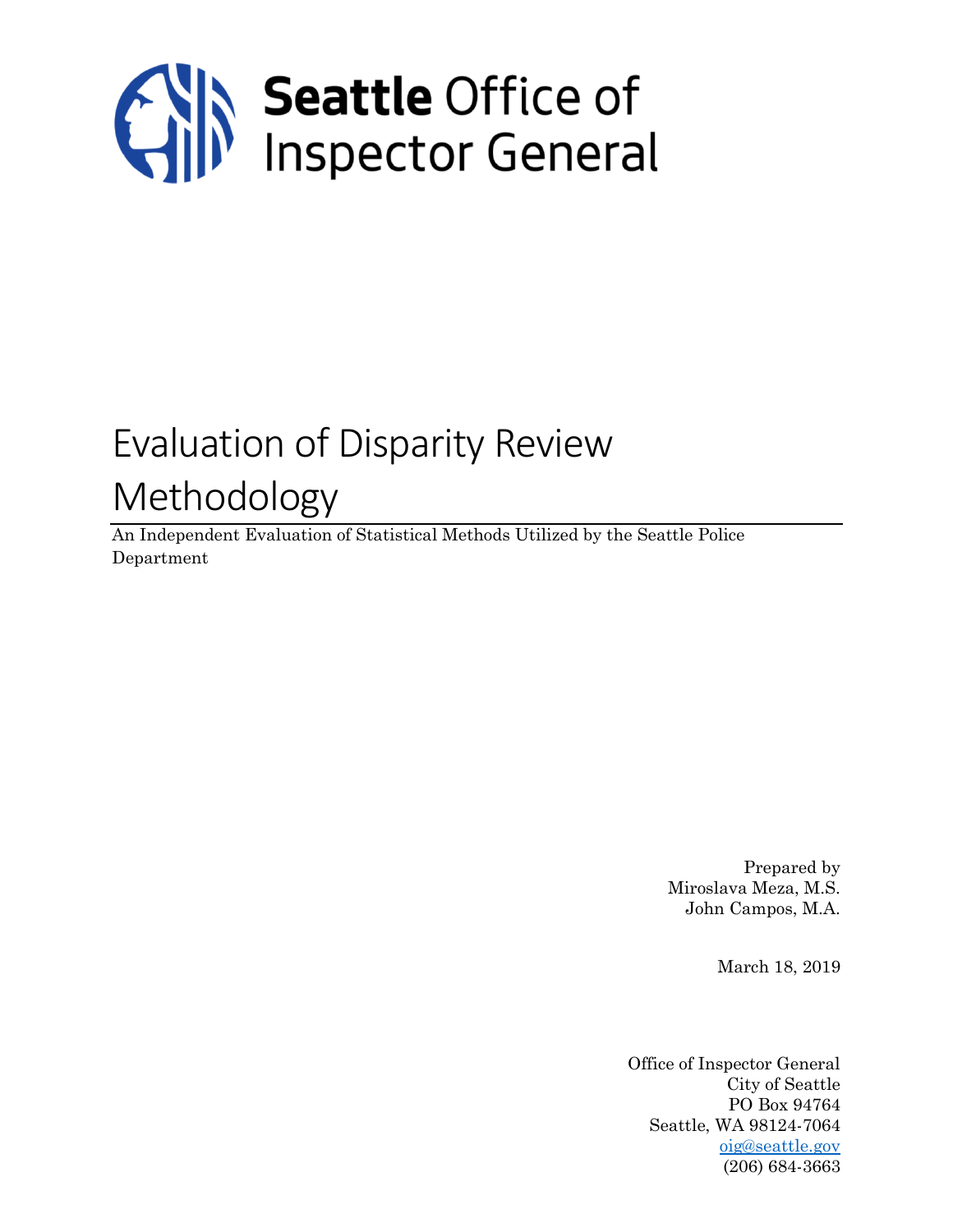# Seattle Office of Inspector General

# Evaluation of Disparity Review Methodology

An Independent Evaluation of Statistical Methods Utilized by the Seattle Police Department

Prepared by
Miroslava Meza, M.S.
John Campos, M.A.

March 18, 2019

Office of Inspector General
City of Seattle
PO Box 94764
Seattle, WA 98124-7064
oig@seattle.gov
(206) 684-3663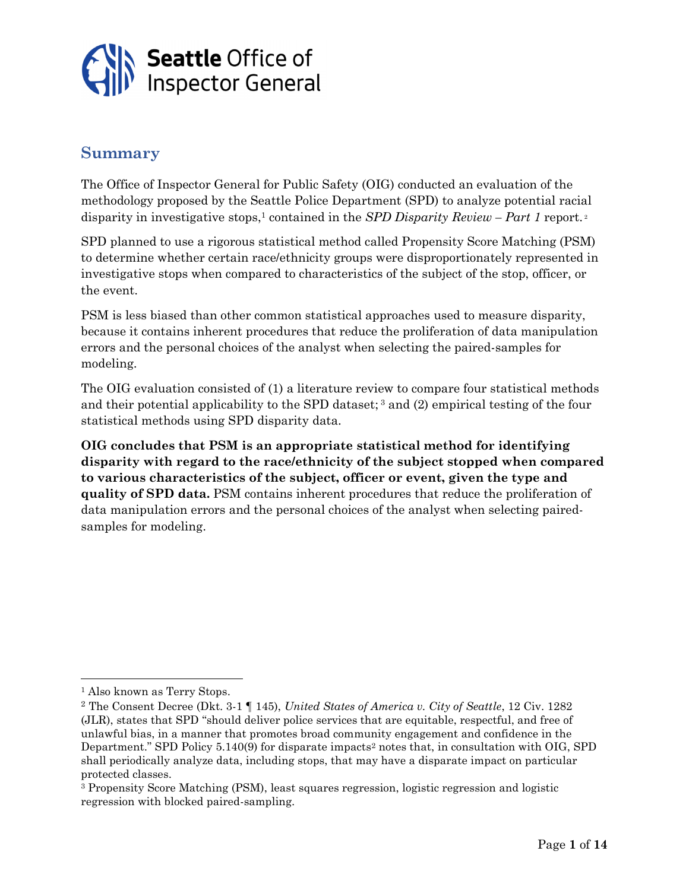## Summary

The Office of Inspector General for Public Safety (OIG) conducted an evaluation of the methodology proposed by the Seattle Police Department (SPD) to analyze potential racial disparity in investigative stops,[1] contained in the *SPD Disparity Review – Part 1* report.[2]

SPD planned to use a rigorous statistical method called Propensity Score Matching (PSM) to determine whether certain race/ethnicity groups were disproportionately represented in investigative stops when compared to characteristics of the subject of the stop, officer, or the event.

PSM is less biased than other common statistical approaches used to measure disparity, because it contains inherent procedures that reduce the proliferation of data manipulation errors and the personal choices of the analyst when selecting the paired-samples for modeling.

The OIG evaluation consisted of (1) a literature review to compare four statistical methods and their potential applicability to the SPD dataset;[3] and (2) empirical testing of the four statistical methods using SPD disparity data.

**OIG concludes that PSM is an appropriate statistical method for identifying disparity with regard to the race/ethnicity of the subject stopped when compared to various characteristics of the subject, officer or event, given the type and quality of SPD data.** PSM contains inherent procedures that reduce the proliferation of data manipulation errors and the personal choices of the analyst when selecting paired-samples for modeling.

---

[1] Also known as Terry Stops.

[2] The Consent Decree (Dkt. 3-1 ¶ 145), *United States of America v. City of Seattle*, 12 Civ. 1282 (JLR), states that SPD "should deliver police services that are equitable, respectful, and free of unlawful bias, in a manner that promotes broad community engagement and confidence in the Department." SPD Policy 5.140(9) for disparate impacts[2] notes that, in consultation with OIG, SPD shall periodically analyze data, including stops, that may have a disparate impact on particular protected classes.

[3] Propensity Score Matching (PSM), least squares regression, logistic regression and logistic regression with blocked paired-sampling.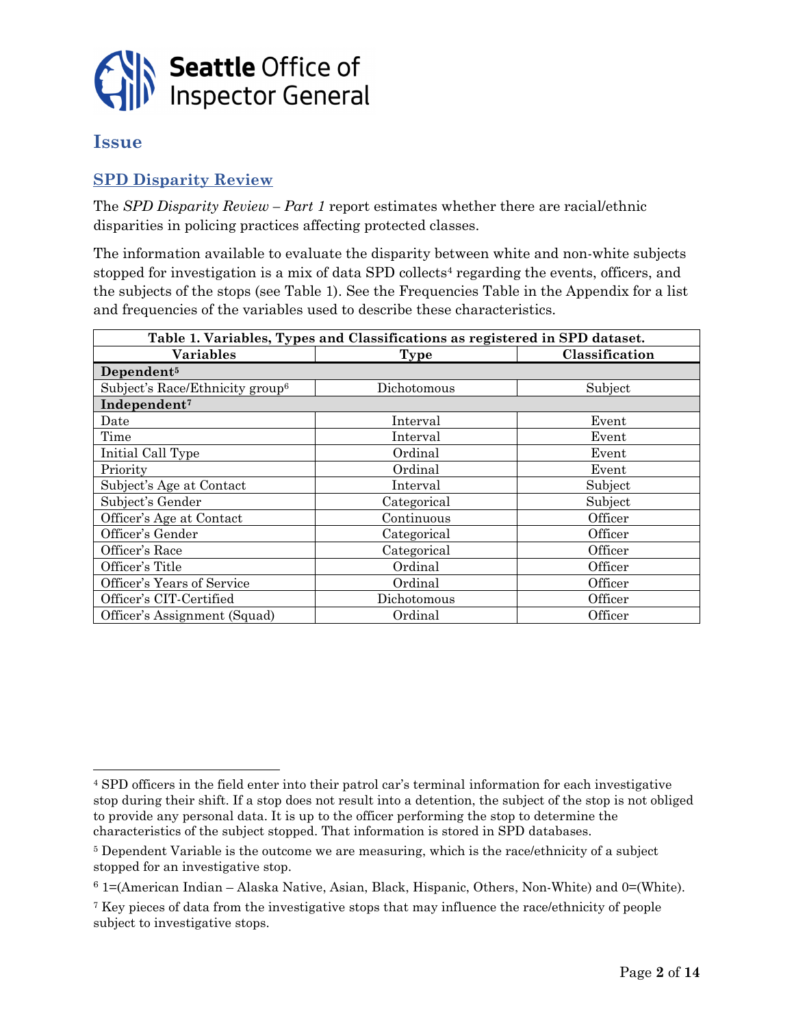# Issue

## SPD Disparity Review

The *SPD Disparity Review – Part 1* report estimates whether there are racial/ethnic disparities in policing practices affecting protected classes.

The information available to evaluate the disparity between white and non-white subjects stopped for investigation is a mix of data SPD collects[4] regarding the events, officers, and the subjects of the stops (see Table 1). See the Frequencies Table in the Appendix for a list and frequencies of the variables used to describe these characteristics.

**Table 1. Variables, Types and Classifications as registered in SPD dataset.**

| Variables | Type | Classification |
|---|---|---|
| **Dependent[5]** | | |
| Subject's Race/Ethnicity group[6] | Dichotomous | Subject |
| **Independent[7]** | | |
| Date | Interval | Event |
| Time | Interval | Event |
| Initial Call Type | Ordinal | Event |
| Priority | Ordinal | Event |
| Subject's Age at Contact | Interval | Subject |
| Subject's Gender | Categorical | Subject |
| Officer's Age at Contact | Continuous | Officer |
| Officer's Gender | Categorical | Officer |
| Officer's Race | Categorical | Officer |
| Officer's Title | Ordinal | Officer |
| Officer's Years of Service | Ordinal | Officer |
| Officer's CIT-Certified | Dichotomous | Officer |
| Officer's Assignment (Squad) | Ordinal | Officer |

---

[4] SPD officers in the field enter into their patrol car's terminal information for each investigative stop during their shift. If a stop does not result into a detention, the subject of the stop is not obliged to provide any personal data. It is up to the officer performing the stop to determine the characteristics of the subject stopped. That information is stored in SPD databases.

[5] Dependent Variable is the outcome we are measuring, which is the race/ethnicity of a subject stopped for an investigative stop.

[6] 1=(American Indian – Alaska Native, Asian, Black, Hispanic, Others, Non-White) and 0=(White).

[7] Key pieces of data from the investigative stops that may influence the race/ethnicity of people subject to investigative stops.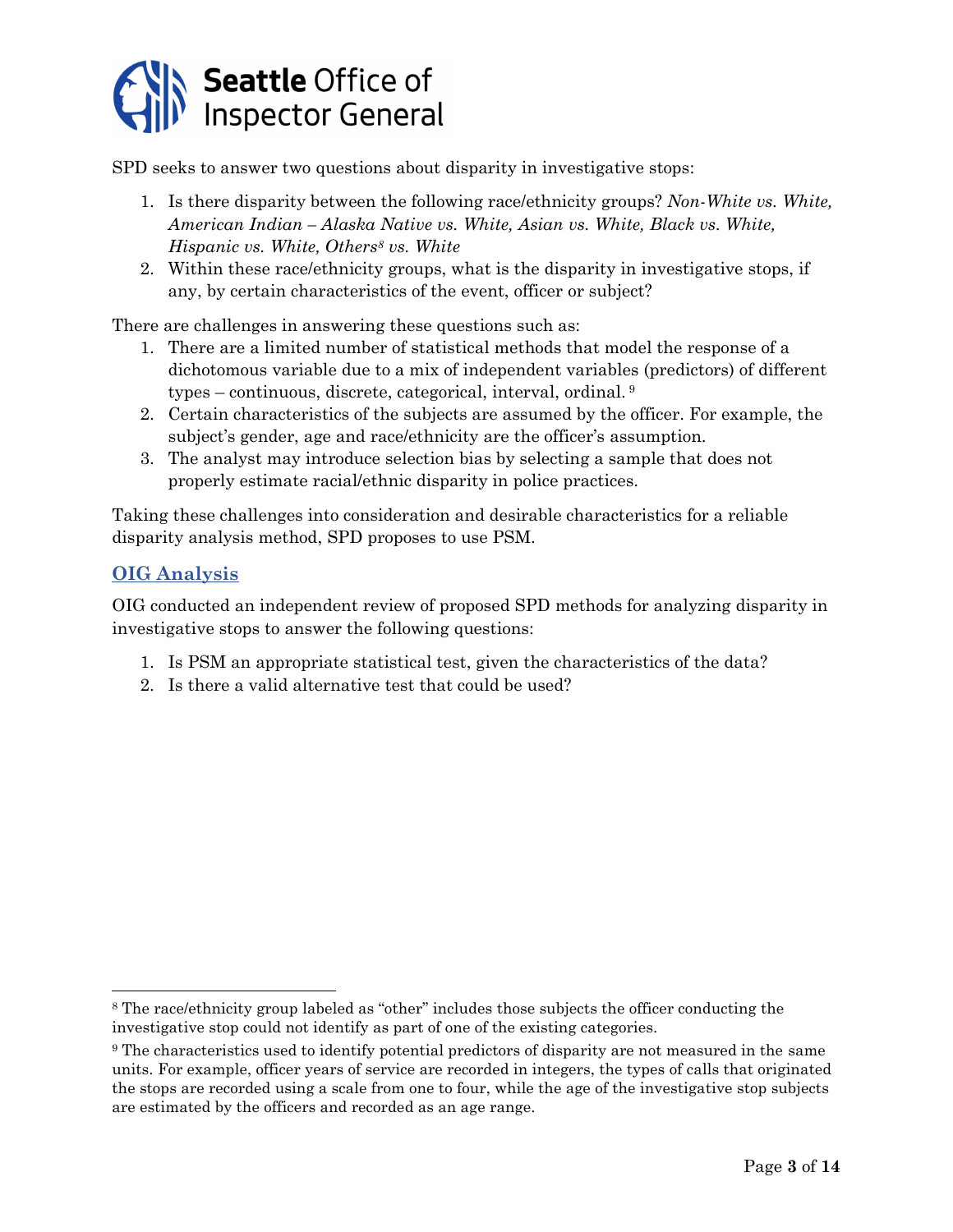SPD seeks to answer two questions about disparity in investigative stops:

1. Is there disparity between the following race/ethnicity groups? *Non-White vs. White, American Indian – Alaska Native vs. White, Asian vs. White, Black vs. White, Hispanic vs. White, Others[8] vs. White*
2. Within these race/ethnicity groups, what is the disparity in investigative stops, if any, by certain characteristics of the event, officer or subject?

There are challenges in answering these questions such as:

1. There are a limited number of statistical methods that model the response of a dichotomous variable due to a mix of independent variables (predictors) of different types – continuous, discrete, categorical, interval, ordinal. [9]
2. Certain characteristics of the subjects are assumed by the officer. For example, the subject's gender, age and race/ethnicity are the officer's assumption.
3. The analyst may introduce selection bias by selecting a sample that does not properly estimate racial/ethnic disparity in police practices.

Taking these challenges into consideration and desirable characteristics for a reliable disparity analysis method, SPD proposes to use PSM.

## OIG Analysis

OIG conducted an independent review of proposed SPD methods for analyzing disparity in investigative stops to answer the following questions:

1. Is PSM an appropriate statistical test, given the characteristics of the data?
2. Is there a valid alternative test that could be used?

---

[8] The race/ethnicity group labeled as "other" includes those subjects the officer conducting the investigative stop could not identify as part of one of the existing categories.

[9] The characteristics used to identify potential predictors of disparity are not measured in the same units. For example, officer years of service are recorded in integers, the types of calls that originated the stops are recorded using a scale from one to four, while the age of the investigative stop subjects are estimated by the officers and recorded as an age range.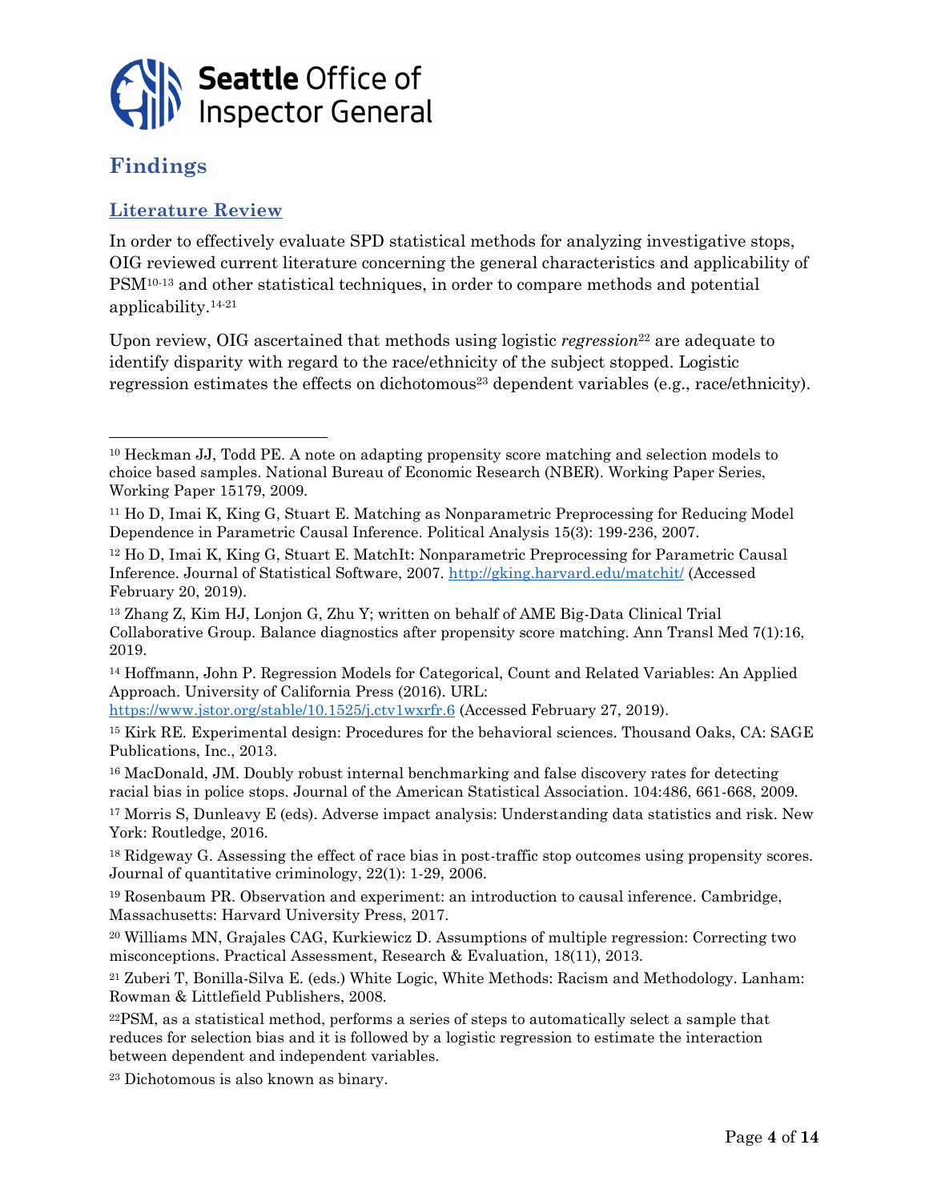## Findings

### Literature Review

In order to effectively evaluate SPD statistical methods for analyzing investigative stops, OIG reviewed current literature concerning the general characteristics and applicability of PSM[10-13] and other statistical techniques, in order to compare methods and potential applicability.[14-21]

Upon review, OIG ascertained that methods using logistic *regression*[22] are adequate to identify disparity with regard to the race/ethnicity of the subject stopped. Logistic regression estimates the effects on dichotomous[23] dependent variables (e.g., race/ethnicity).

---

[10] Heckman JJ, Todd PE. A note on adapting propensity score matching and selection models to choice based samples. National Bureau of Economic Research (NBER). Working Paper Series, Working Paper 15179, 2009.

[11] Ho D, Imai K, King G, Stuart E. Matching as Nonparametric Preprocessing for Reducing Model Dependence in Parametric Causal Inference. Political Analysis 15(3): 199-236, 2007.

[12] Ho D, Imai K, King G, Stuart E. MatchIt: Nonparametric Preprocessing for Parametric Causal Inference. Journal of Statistical Software, 2007. http://gking.harvard.edu/matchit/ (Accessed February 20, 2019).

[13] Zhang Z, Kim HJ, Lonjon G, Zhu Y; written on behalf of AME Big-Data Clinical Trial Collaborative Group. Balance diagnostics after propensity score matching. Ann Transl Med 7(1):16, 2019.

[14] Hoffmann, John P. Regression Models for Categorical, Count and Related Variables: An Applied Approach. University of California Press (2016). URL: https://www.jstor.org/stable/10.1525/j.ctv1wxfr.6 (Accessed February 27, 2019).

[15] Kirk RE. Experimental design: Procedures for the behavioral sciences. Thousand Oaks, CA: SAGE Publications, Inc., 2013.

[16] MacDonald, JM. Doubly robust internal benchmarking and false discovery rates for detecting racial bias in police stops. Journal of the American Statistical Association. 104:486, 661-668, 2009.

[17] Morris S, Dunleavy E (eds). Adverse impact analysis: Understanding data statistics and risk. New York: Routledge, 2016.

[18] Ridgeway G. Assessing the effect of race bias in post-traffic stop outcomes using propensity scores. Journal of quantitative criminology, 22(1): 1-29, 2006.

[19] Rosenbaum PR. Observation and experiment: an introduction to causal inference. Cambridge, Massachusetts: Harvard University Press, 2017.

[20] Williams MN, Grajales CAG, Kurkiewicz D. Assumptions of multiple regression: Correcting two misconceptions. Practical Assessment, Research & Evaluation, 18(11), 2013.

[21] Zuberi T, Bonilla-Silva E. (eds.) White Logic, White Methods: Racism and Methodology. Lanham: Rowman & Littlefield Publishers, 2008.

[22] PSM, as a statistical method, performs a series of steps to automatically select a sample that reduces for selection bias and it is followed by a logistic regression to estimate the interaction between dependent and independent variables.

[23] Dichotomous is also known as binary.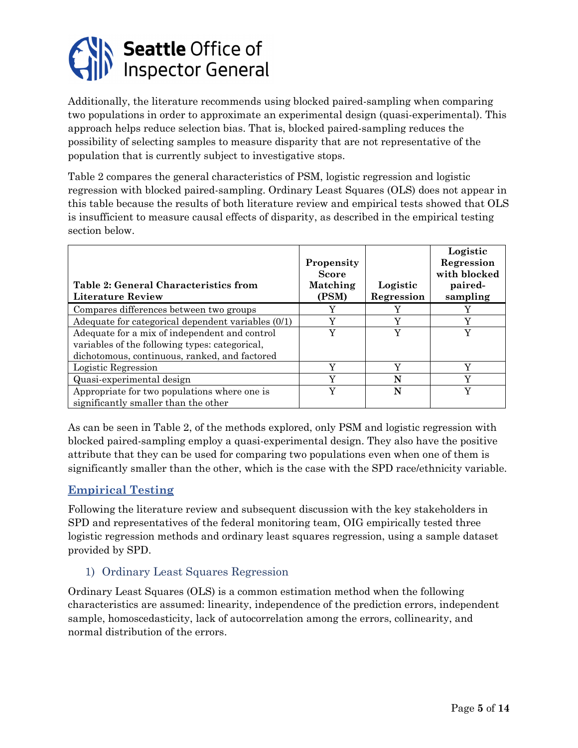Additionally, the literature recommends using blocked paired-sampling when comparing two populations in order to approximate an experimental design (quasi-experimental). This approach helps reduce selection bias. That is, blocked paired-sampling reduces the possibility of selecting samples to measure disparity that are not representative of the population that is currently subject to investigative stops.

Table 2 compares the general characteristics of PSM, logistic regression and logistic regression with blocked paired-sampling. Ordinary Least Squares (OLS) does not appear in this table because the results of both literature review and empirical tests showed that OLS is insufficient to measure causal effects of disparity, as described in the empirical testing section below.

| **Table 2: General Characteristics from Literature Review** | **Propensity Score Matching (PSM)** | **Logistic Regression** | **Logistic Regression with blocked paired-sampling** |
|---|---|---|---|
| Compares differences between two groups | Y | Y | Y |
| Adequate for categorical dependent variables (0/1) | Y | Y | Y |
| Adequate for a mix of independent and control variables of the following types: categorical, dichotomous, continuous, ranked, and factored | Y | Y | Y |
| Logistic Regression | Y | Y | Y |
| Quasi-experimental design | Y | **N** | Y |
| Appropriate for two populations where one is significantly smaller than the other | Y | **N** | Y |

As can be seen in Table 2, of the methods explored, only PSM and logistic regression with blocked paired-sampling employ a quasi-experimental design. They also have the positive attribute that they can be used for comparing two populations even when one of them is significantly smaller than the other, which is the case with the SPD race/ethnicity variable.

## Empirical Testing

Following the literature review and subsequent discussion with the key stakeholders in SPD and representatives of the federal monitoring team, OIG empirically tested three logistic regression methods and ordinary least squares regression, using a sample dataset provided by SPD.

### 1) Ordinary Least Squares Regression

Ordinary Least Squares (OLS) is a common estimation method when the following characteristics are assumed: linearity, independence of the prediction errors, independent sample, homoscedasticity, lack of autocorrelation among the errors, collinearity, and normal distribution of the errors.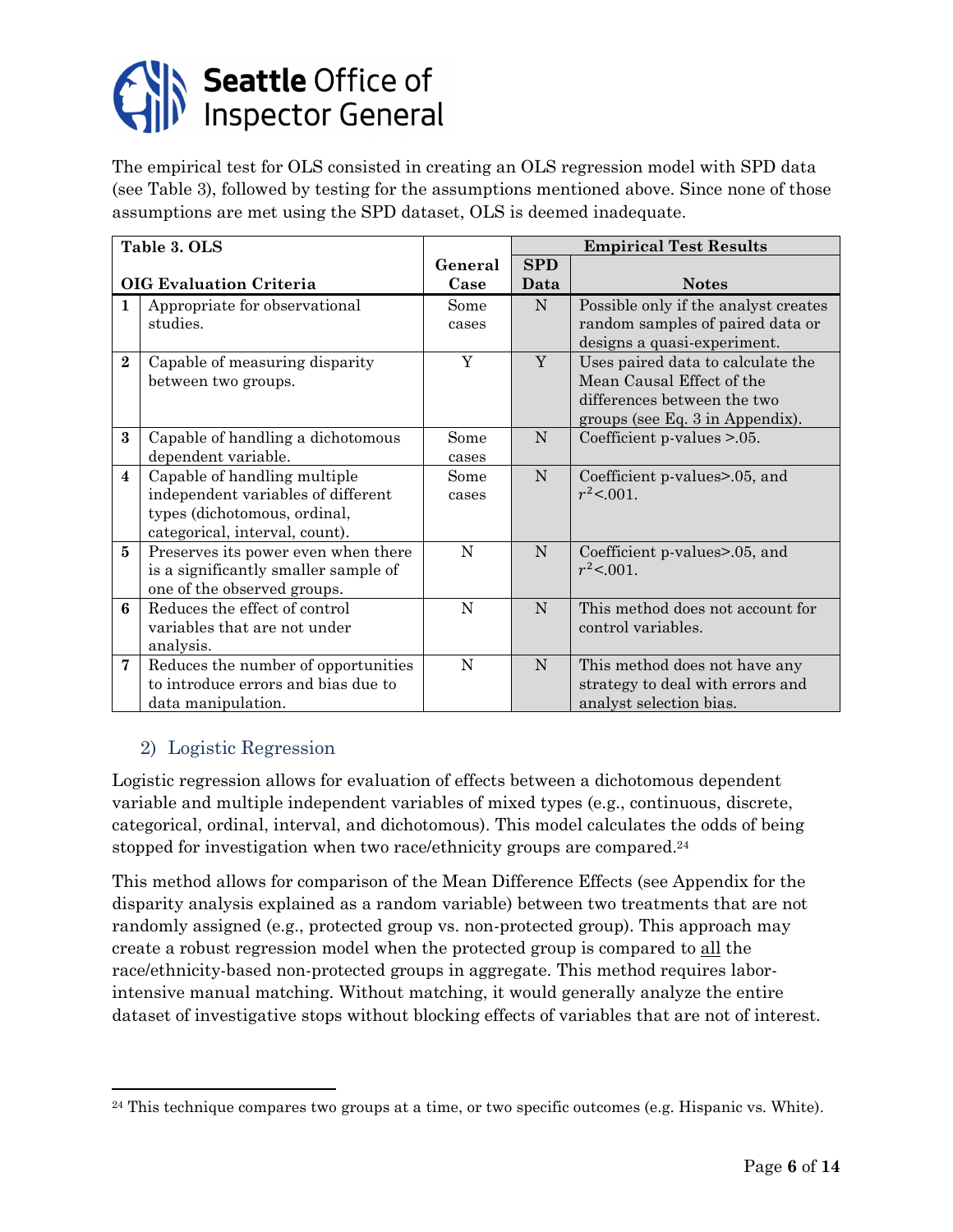The empirical test for OLS consisted in creating an OLS regression model with SPD data (see Table 3), followed by testing for the assumptions mentioned above. Since none of those assumptions are met using the SPD dataset, OLS is deemed inadequate.

| Table 3. OLS | | | Empirical Test Results | |
|---|---|---|---|---|
| **OIG Evaluation Criteria** | | **General Case** | **SPD Data** | **Notes** |
| **1** | Appropriate for observational studies. | Some cases | N | Possible only if the analyst creates random samples of paired data or designs a quasi-experiment. |
| **2** | Capable of measuring disparity between two groups. | Y | Y | Uses paired data to calculate the Mean Causal Effect of the differences between the two groups (see Eq. 3 in Appendix). |
| **3** | Capable of handling a dichotomous dependent variable. | Some cases | N | Coefficient p-values >.05. |
| **4** | Capable of handling multiple independent variables of different types (dichotomous, ordinal, categorical, interval, count). | Some cases | N | Coefficient p-values>.05, and $r^2$<.001. |
| **5** | Preserves its power even when there is a significantly smaller sample of one of the observed groups. | N | N | Coefficient p-values>.05, and $r^2$<.001. |
| **6** | Reduces the effect of control variables that are not under analysis. | N | N | This method does not account for control variables. |
| **7** | Reduces the number of opportunities to introduce errors and bias due to data manipulation. | N | N | This method does not have any strategy to deal with errors and analyst selection bias. |

### 2) Logistic Regression

Logistic regression allows for evaluation of effects between a dichotomous dependent variable and multiple independent variables of mixed types (e.g., continuous, discrete, categorical, ordinal, interval, and dichotomous). This model calculates the odds of being stopped for investigation when two race/ethnicity groups are compared.[24]

This method allows for comparison of the Mean Difference Effects (see Appendix for the disparity analysis explained as a random variable) between two treatments that are not randomly assigned (e.g., protected group vs. non-protected group). This approach may create a robust regression model when the protected group is compared to all the race/ethnicity-based non-protected groups in aggregate. This method requires labor-intensive manual matching. Without matching, it would generally analyze the entire dataset of investigative stops without blocking effects of variables that are not of interest.

---

[24] This technique compares two groups at a time, or two specific outcomes (e.g. Hispanic vs. White).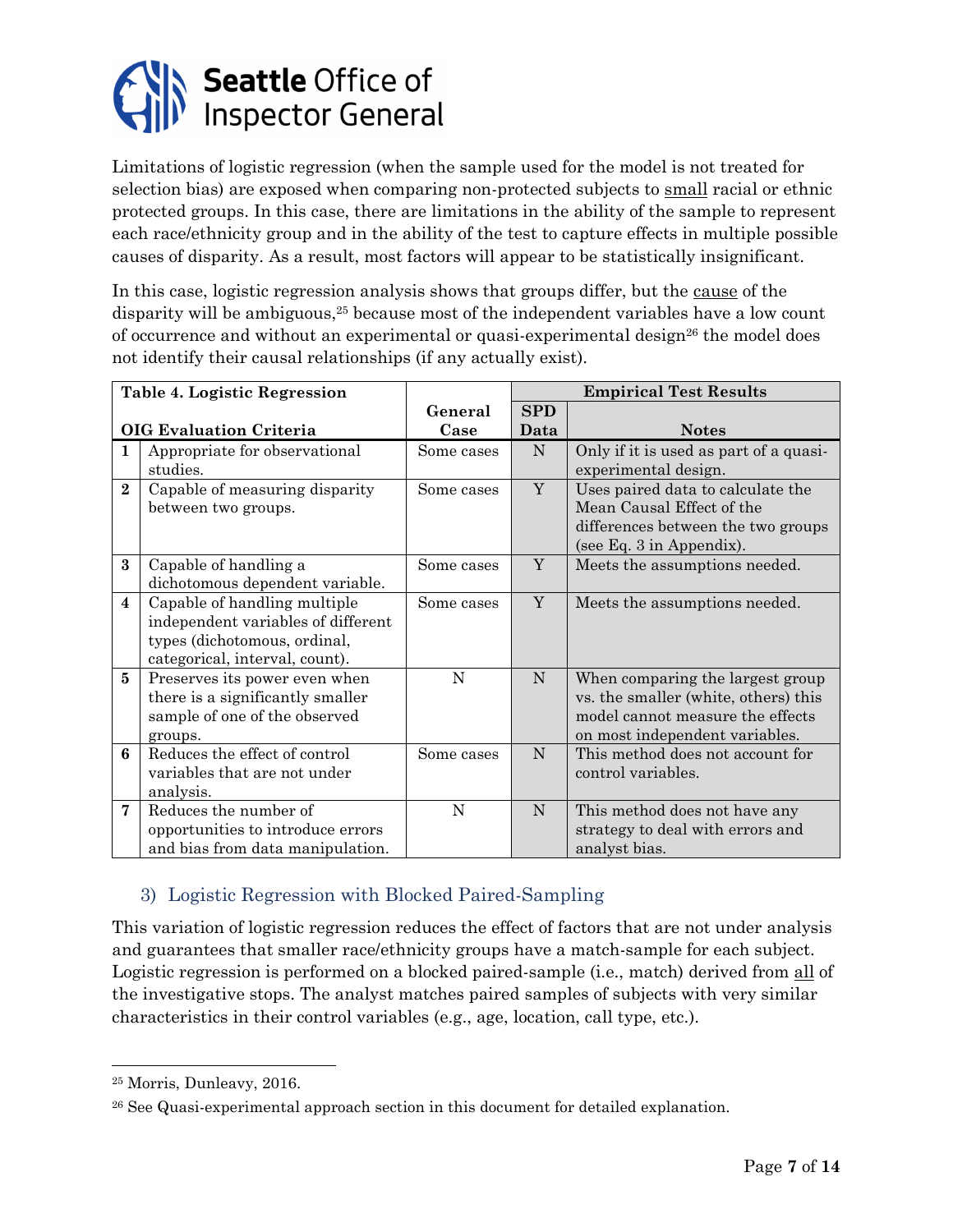Limitations of logistic regression (when the sample used for the model is not treated for selection bias) are exposed when comparing non-protected subjects to <u>small</u> racial or ethnic protected groups. In this case, there are limitations in the ability of the sample to represent each race/ethnicity group and in the ability of the test to capture effects in multiple possible causes of disparity. As a result, most factors will appear to be statistically insignificant.

In this case, logistic regression analysis shows that groups differ, but the <u>cause</u> of the disparity will be ambiguous,[25] because most of the independent variables have a low count of occurrence and without an experimental or quasi-experimental design[26] the model does not identify their causal relationships (if any actually exist).

| **Table 4. Logistic Regression** | | | **Empirical Test Results** | |
|---|---|---|---|---|
| **OIG Evaluation Criteria** | | **General Case** | **SPD Data** | **Notes** |
| **1** | Appropriate for observational studies. | Some cases | N | Only if it is used as part of a quasi-experimental design. |
| **2** | Capable of measuring disparity between two groups. | Some cases | Y | Uses paired data to calculate the Mean Causal Effect of the differences between the two groups (see Eq. 3 in Appendix). |
| **3** | Capable of handling a dichotomous dependent variable. | Some cases | Y | Meets the assumptions needed. |
| **4** | Capable of handling multiple independent variables of different types (dichotomous, ordinal, categorical, interval, count). | Some cases | Y | Meets the assumptions needed. |
| **5** | Preserves its power even when there is a significantly smaller sample of one of the observed groups. | N | N | When comparing the largest group vs. the smaller (white, others) this model cannot measure the effects on most independent variables. |
| **6** | Reduces the effect of control variables that are not under analysis. | Some cases | N | This method does not account for control variables. |
| **7** | Reduces the number of opportunities to introduce errors and bias from data manipulation. | N | N | This method does not have any strategy to deal with errors and analyst bias. |

### 3) Logistic Regression with Blocked Paired-Sampling

This variation of logistic regression reduces the effect of factors that are not under analysis and guarantees that smaller race/ethnicity groups have a match-sample for each subject. Logistic regression is performed on a blocked paired-sample (i.e., match) derived from <u>all</u> of the investigative stops. The analyst matches paired samples of subjects with very similar characteristics in their control variables (e.g., age, location, call type, etc.).

---

[25] Morris, Dunleavy, 2016.

[26] See Quasi-experimental approach section in this document for detailed explanation.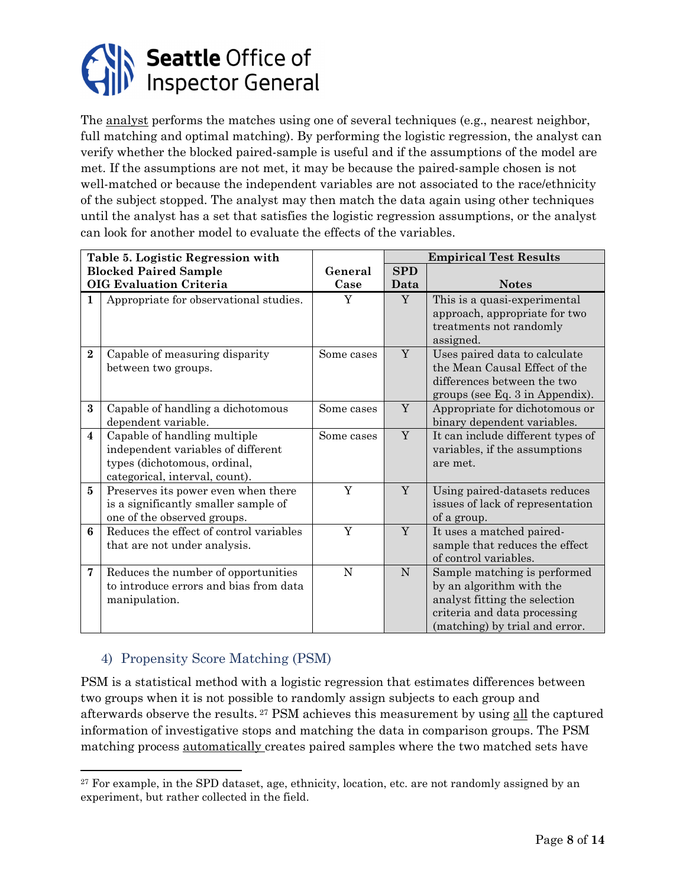The analyst performs the matches using one of several techniques (e.g., nearest neighbor, full matching and optimal matching). By performing the logistic regression, the analyst can verify whether the blocked paired-sample is useful and if the assumptions of the model are met. If the assumptions are not met, it may be because the paired-sample chosen is not well-matched or because the independent variables are not associated to the race/ethnicity of the subject stopped. The analyst may then match the data again using other techniques until the analyst has a set that satisfies the logistic regression assumptions, or the analyst can look for another model to evaluate the effects of the variables.

| Table 5. Logistic Regression with Blocked Paired Sample OIG Evaluation Criteria | | General Case | Empirical Test Results | |
|---|---|---|---|---|
| | | | SPD Data | Notes |
| 1 | Appropriate for observational studies. | Y | Y | This is a quasi-experimental approach, appropriate for two treatments not randomly assigned. |
| 2 | Capable of measuring disparity between two groups. | Some cases | Y | Uses paired data to calculate the Mean Causal Effect of the differences between the two groups (see Eq. 3 in Appendix). |
| 3 | Capable of handling a dichotomous dependent variable. | Some cases | Y | Appropriate for dichotomous or binary dependent variables. |
| 4 | Capable of handling multiple independent variables of different types (dichotomous, ordinal, categorical, interval, count). | Some cases | Y | It can include different types of variables, if the assumptions are met. |
| 5 | Preserves its power even when there is a significantly smaller sample of one of the observed groups. | Y | Y | Using paired-datasets reduces issues of lack of representation of a group. |
| 6 | Reduces the effect of control variables that are not under analysis. | Y | Y | It uses a matched paired-sample that reduces the effect of control variables. |
| 7 | Reduces the number of opportunities to introduce errors and bias from data manipulation. | N | N | Sample matching is performed by an algorithm with the analyst fitting the selection criteria and data processing (matching) by trial and error. |

## 4) Propensity Score Matching (PSM)

PSM is a statistical method with a logistic regression that estimates differences between two groups when it is not possible to randomly assign subjects to each group and afterwards observe the results.[27] PSM achieves this measurement by using all the captured information of investigative stops and matching the data in comparison groups. The PSM matching process automatically creates paired samples where the two matched sets have

[27] For example, in the SPD dataset, age, ethnicity, location, etc. are not randomly assigned by an experiment, but rather collected in the field.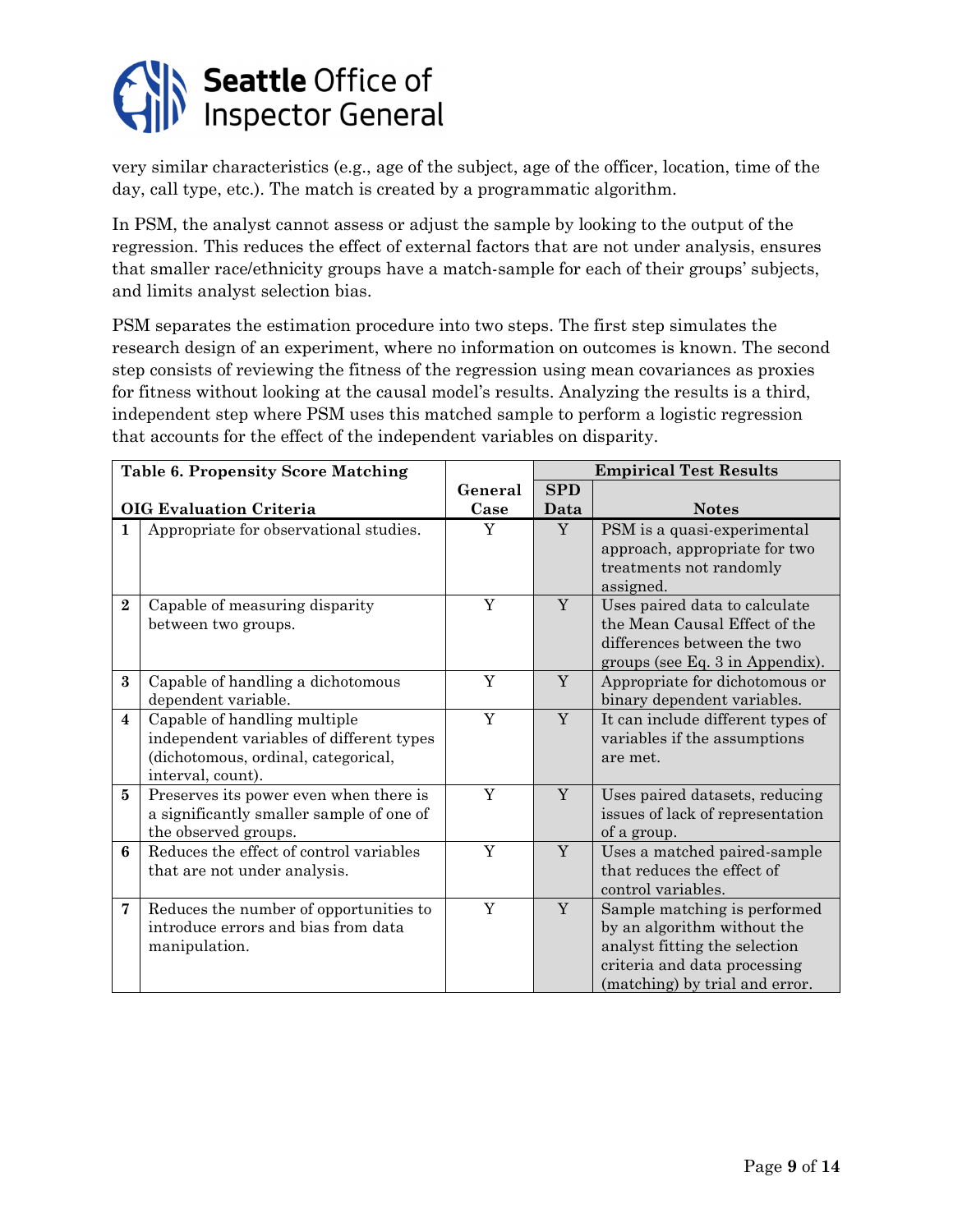very similar characteristics (e.g., age of the subject, age of the officer, location, time of the day, call type, etc.). The match is created by a programmatic algorithm.

In PSM, the analyst cannot assess or adjust the sample by looking to the output of the regression. This reduces the effect of external factors that are not under analysis, ensures that smaller race/ethnicity groups have a match-sample for each of their groups' subjects, and limits analyst selection bias.

PSM separates the estimation procedure into two steps. The first step simulates the research design of an experiment, where no information on outcomes is known. The second step consists of reviewing the fitness of the regression using mean covariances as proxies for fitness without looking at the causal model's results. Analyzing the results is a third, independent step where PSM uses this matched sample to perform a logistic regression that accounts for the effect of the independent variables on disparity.

| **Table 6. Propensity Score Matching** | | | **Empirical Test Results** | |
|---|---|---|---|---|
| **OIG Evaluation Criteria** | | **General Case** | **SPD Data** | **Notes** |
| **1** | Appropriate for observational studies. | Y | Y | PSM is a quasi-experimental approach, appropriate for two treatments not randomly assigned. |
| **2** | Capable of measuring disparity between two groups. | Y | Y | Uses paired data to calculate the Mean Causal Effect of the differences between the two groups (see Eq. 3 in Appendix). |
| **3** | Capable of handling a dichotomous dependent variable. | Y | Y | Appropriate for dichotomous or binary dependent variables. |
| **4** | Capable of handling multiple independent variables of different types (dichotomous, ordinal, categorical, interval, count). | Y | Y | It can include different types of variables if the assumptions are met. |
| **5** | Preserves its power even when there is a significantly smaller sample of one of the observed groups. | Y | Y | Uses paired datasets, reducing issues of lack of representation of a group. |
| **6** | Reduces the effect of control variables that are not under analysis. | Y | Y | Uses a matched paired-sample that reduces the effect of control variables. |
| **7** | Reduces the number of opportunities to introduce errors and bias from data manipulation. | Y | Y | Sample matching is performed by an algorithm without the analyst fitting the selection criteria and data processing (matching) by trial and error. |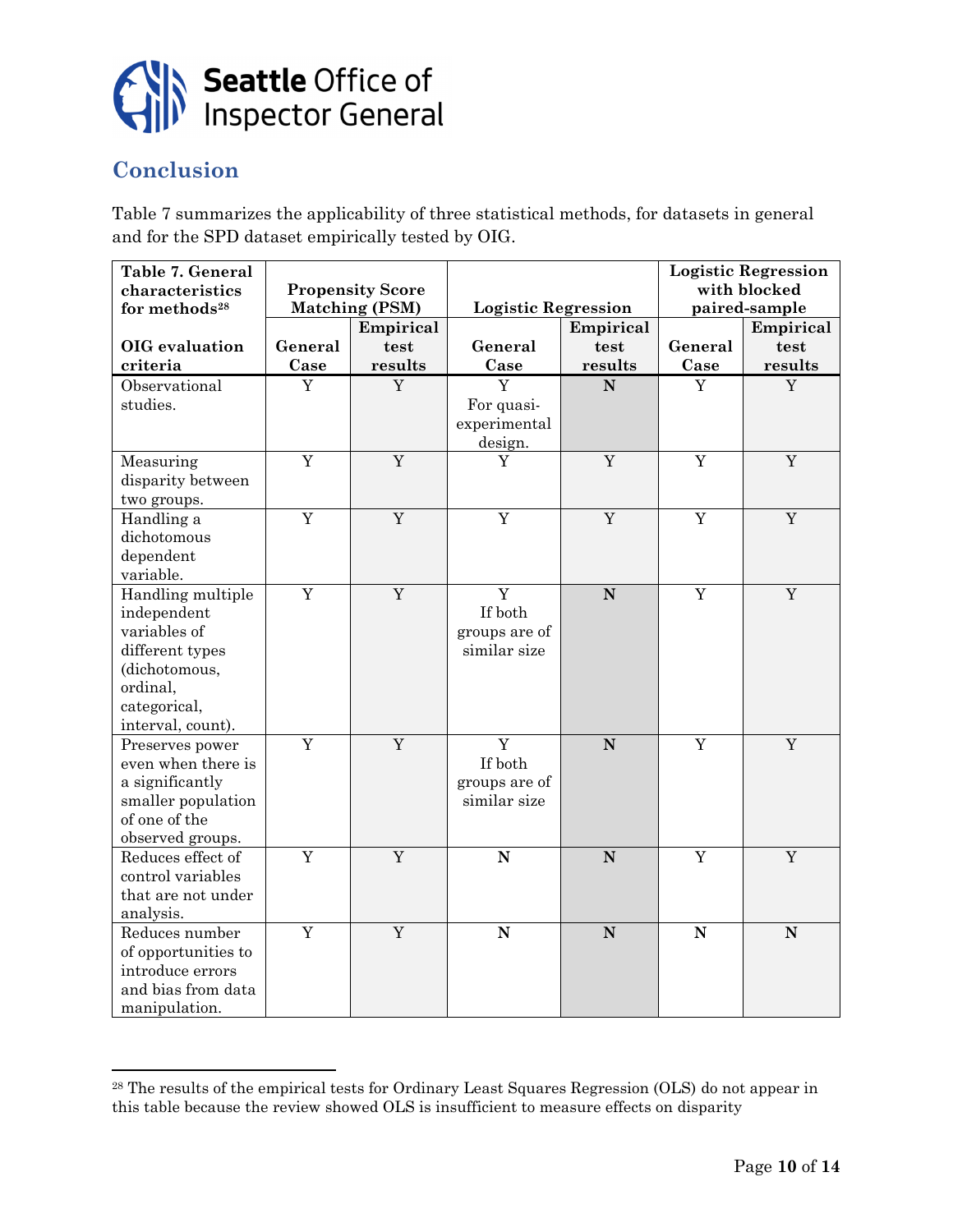## Conclusion

Table 7 summarizes the applicability of three statistical methods, for datasets in general and for the SPD dataset empirically tested by OIG.

| Table 7. General characteristics for methods[28] | Propensity Score Matching (PSM) | | Logistic Regression | | Logistic Regression with blocked paired-sample | |
|---|---|---|---|---|---|---|
| OIG evaluation criteria | General Case | Empirical test results | General Case | Empirical test results | General Case | Empirical test results |
| Observational studies. | Y | Y | Y For quasi-experimental design. | **N** | Y | Y |
| Measuring disparity between two groups. | Y | Y | Y | Y | Y | Y |
| Handling a dichotomous dependent variable. | Y | Y | Y | Y | Y | Y |
| Handling multiple independent variables of different types (dichotomous, ordinal, categorical, interval, count). | Y | Y | Y If both groups are of similar size | **N** | Y | Y |
| Preserves power even when there is a significantly smaller population of one of the observed groups. | Y | Y | Y If both groups are of similar size | **N** | Y | Y |
| Reduces effect of control variables that are not under analysis. | Y | Y | **N** | **N** | Y | Y |
| Reduces number of opportunities to introduce errors and bias from data manipulation. | Y | Y | **N** | **N** | **N** | **N** |

[28] The results of the empirical tests for Ordinary Least Squares Regression (OLS) do not appear in this table because the review showed OLS is insufficient to measure effects on disparity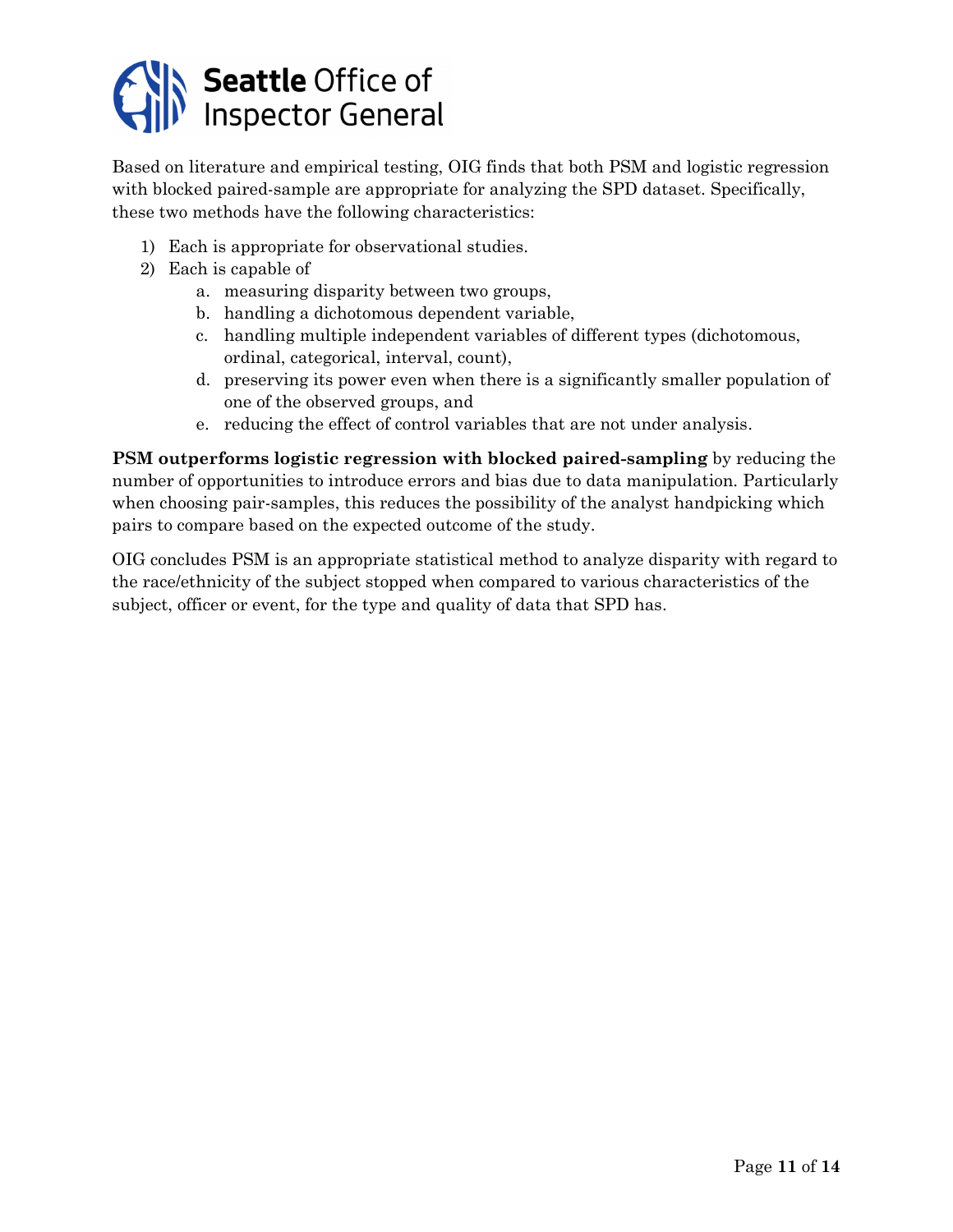Based on literature and empirical testing, OIG finds that both PSM and logistic regression with blocked paired-sample are appropriate for analyzing the SPD dataset. Specifically, these two methods have the following characteristics:

1) Each is appropriate for observational studies.
2) Each is capable of
   a. measuring disparity between two groups,
   b. handling a dichotomous dependent variable,
   c. handling multiple independent variables of different types (dichotomous, ordinal, categorical, interval, count),
   d. preserving its power even when there is a significantly smaller population of one of the observed groups, and
   e. reducing the effect of control variables that are not under analysis.

**PSM outperforms logistic regression with blocked paired-sampling** by reducing the number of opportunities to introduce errors and bias due to data manipulation. Particularly when choosing pair-samples, this reduces the possibility of the analyst handpicking which pairs to compare based on the expected outcome of the study.

OIG concludes PSM is an appropriate statistical method to analyze disparity with regard to the race/ethnicity of the subject stopped when compared to various characteristics of the subject, officer or event, for the type and quality of data that SPD has.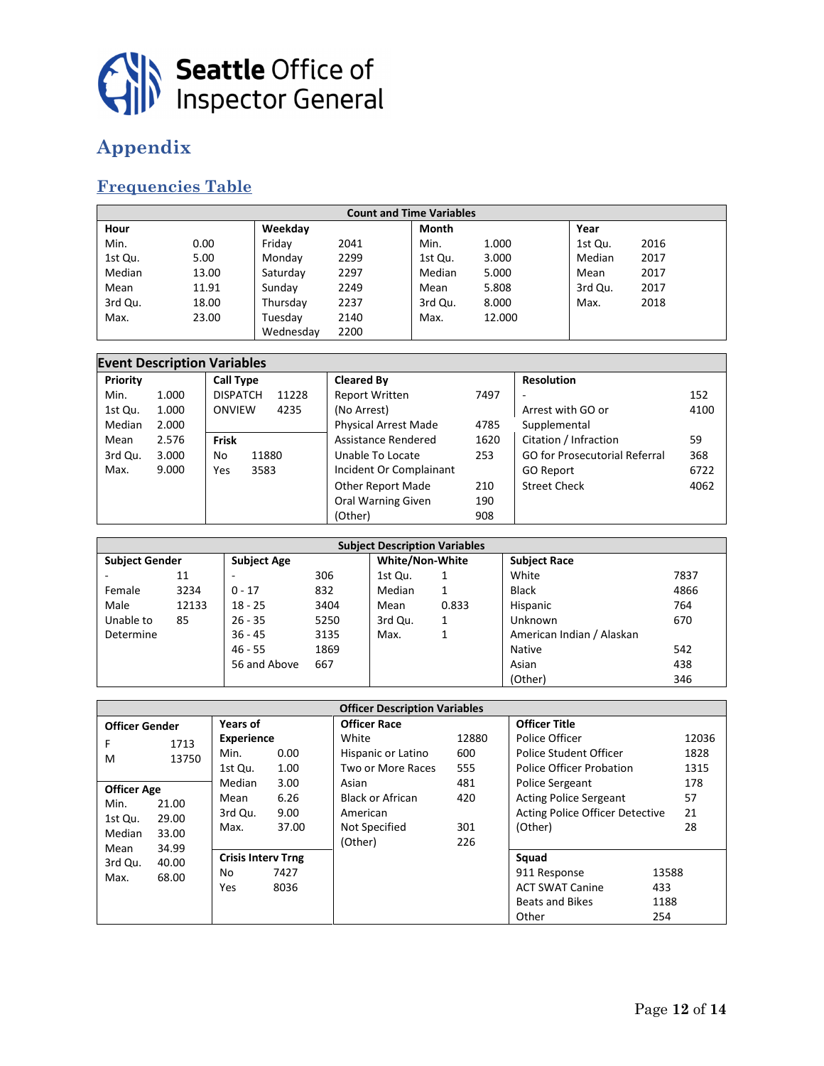# Appendix

## Frequencies Table

| Count and Time Variables | | | | | | | |
|---|---|---|---|---|---|---|---|
| **Hour** | | **Weekday** | | **Month** | | **Year** | |
| Min. | 0.00 | Friday | 2041 | Min. | 1.000 | 1st Qu. | 2016 |
| 1st Qu. | 5.00 | Monday | 2299 | 1st Qu. | 3.000 | Median | 2017 |
| Median | 13.00 | Saturday | 2297 | Median | 5.000 | Mean | 2017 |
| Mean | 11.91 | Sunday | 2249 | Mean | 5.808 | 3rd Qu. | 2017 |
| 3rd Qu. | 18.00 | Thursday | 2237 | 3rd Qu. | 8.000 | Max. | 2018 |
| Max. | 23.00 | Tuesday | 2140 | Max. | 12.000 | | |
| | | Wednesday | 2200 | | | | |

| Event Description Variables | | | | | | | |
|---|---|---|---|---|---|---|---|
| **Priority** | | **Call Type** | | **Cleared By** | | **Resolution** | |
| Min. | 1.000 | DISPATCH | 11228 | Report Written (No Arrest) | 7497 | - | 152 |
| 1st Qu. | 1.000 | ONVIEW | 4235 | Physical Arrest Made | 4785 | Arrest with GO or Supplemental | 4100 |
| Median | 2.000 | **Frisk** | | Assistance Rendered | 1620 | Citation / Infraction | 59 |
| Mean | 2.576 | No | 11880 | Unable To Locate Incident Or Complainant | 253 | GO for Prosecutorial Referral | 368 |
| 3rd Qu. | 3.000 | Yes | 3583 | Other Report Made | 210 | GO Report | 6722 |
| Max. | 9.000 | | | Oral Warning Given | 190 | Street Check | 4062 |
| | | | | (Other) | 908 | | |

| Subject Description Variables | | | | | | | |
|---|---|---|---|---|---|---|---|
| **Subject Gender** | | **Subject Age** | | **White/Non-White** | | **Subject Race** | |
| - | 11 | - | 306 | 1st Qu. | 1 | White | 7837 |
| Female | 3234 | 0 - 17 | 832 | Median | 1 | Black | 4866 |
| Male | 12133 | 18 - 25 | 3404 | Mean | 0.833 | Hispanic | 764 |
| Unable to Determine | 85 | 26 - 35 | 5250 | 3rd Qu. | 1 | Unknown | 670 |
| | | 36 - 45 | 3135 | Max. | 1 | American Indian / Alaskan Native | 542 |
| | | 46 - 55 | 1869 | | | Asian | 438 |
| | | 56 and Above | 667 | | | (Other) | 346 |

| Officer Description Variables | | | | | | | |
|---|---|---|---|---|---|---|---|
| **Officer Gender** | | **Years of Experience** | | **Officer Race** | | **Officer Title** | |
| F | 1713 | Min. | 0.00 | White | 12880 | Police Officer | 12036 |
| M | 13750 | 1st Qu. | 1.00 | Hispanic or Latino | 600 | Police Student Officer | 1828 |
| **Officer Age** | | Median | 3.00 | Two or More Races | 555 | Police Officer Probation | 1315 |
| Min. | 21.00 | Mean | 6.26 | Asian | 481 | Police Sergeant | 178 |
| 1st Qu. | 29.00 | 3rd Qu. | 9.00 | Black or African American | 420 | Acting Police Sergeant | 57 |
| Median | 33.00 | Max. | 37.00 | Not Specified | 301 | Acting Police Officer Detective | 21 |
| Mean | 34.99 | **Crisis Interv Trng** | | (Other) | 226 | (Other) | 28 |
| 3rd Qu. | 40.00 | No | 7427 | | | **Squad** | |
| Max. | 68.00 | Yes | 8036 | | | 911 Response | 13588 |
| | | | | | | ACT SWAT Canine | 433 |
| | | | | | | Beats and Bikes | 1188 |
| | | | | | | Other | 254 |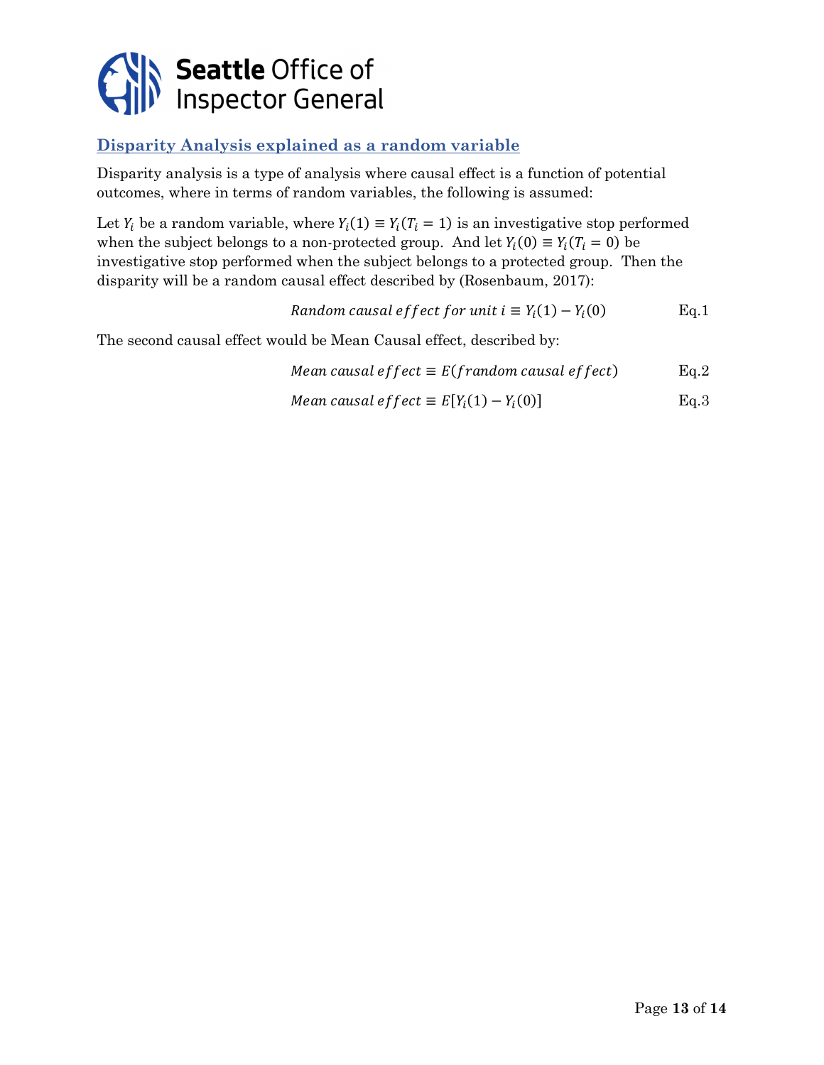## Disparity Analysis explained as a random variable

Disparity analysis is a type of analysis where causal effect is a function of potential outcomes, where in terms of random variables, the following is assumed:

Let $Y_i$ be a random variable, where $Y_i(1) \equiv Y_i(T_i = 1)$ is an investigative stop performed when the subject belongs to a non-protected group. And let $Y_i(0) \equiv Y_i(T_i = 0)$ be investigative stop performed when the subject belongs to a protected group. Then the disparity will be a random causal effect described by (Rosenbaum, 2017):

$$Random\ causal\ effect\ for\ unit\ i \equiv Y_i(1) - Y_i(0) \qquad \text{Eq.1}$$

The second causal effect would be Mean Causal effect, described by:

$$Mean\ causal\ effect \equiv E(frandom\ causal\ effect) \qquad \text{Eq.2}$$

$$Mean\ causal\ effect \equiv E[Y_i(1) - Y_i(0)] \qquad \text{Eq.3}$$